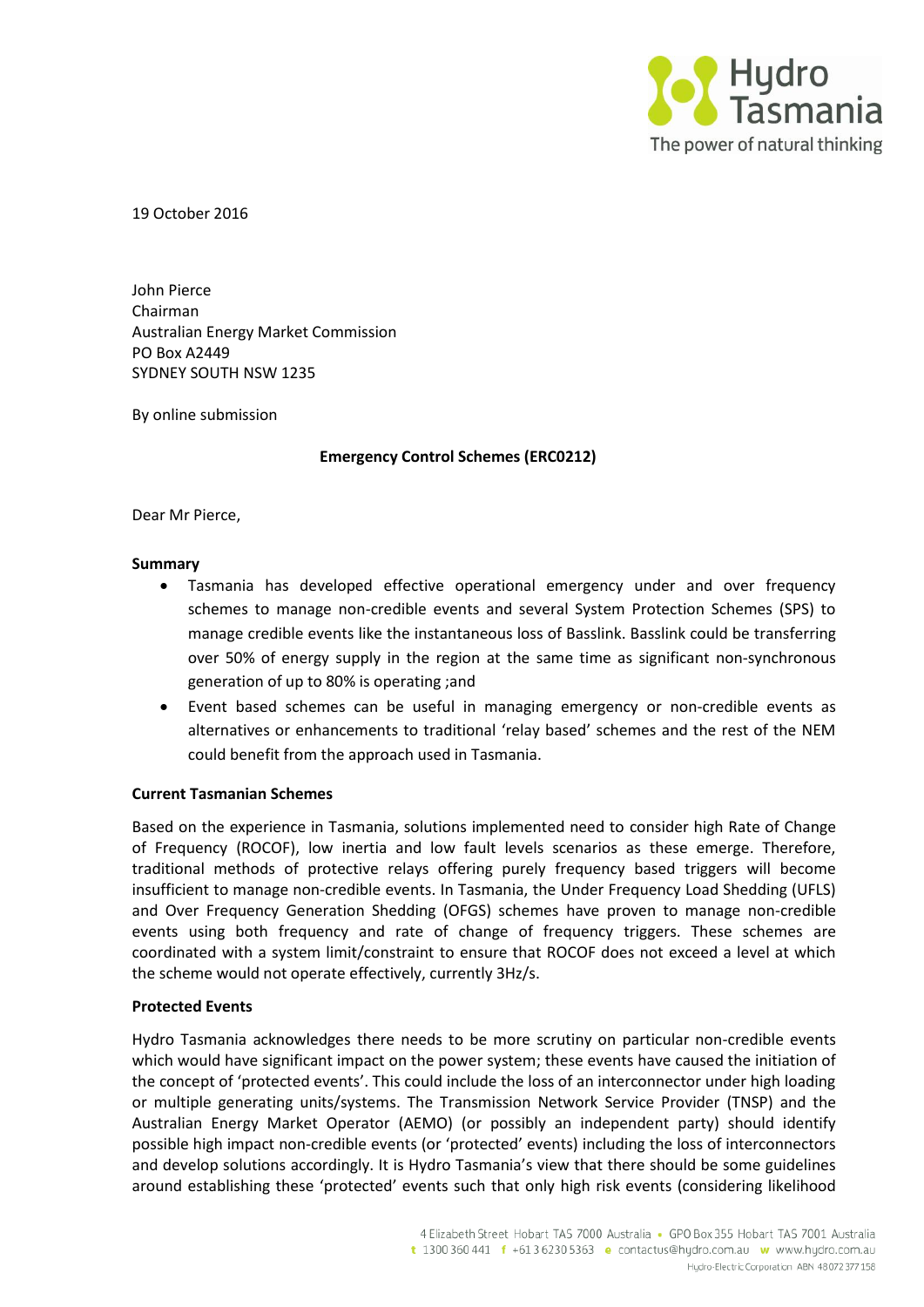19 October 2016

John Pierce
Chairman
Australian Energy Market Commission
PO Box A2449
SYDNEY SOUTH NSW 1235

By online submission

**Emergency Control Schemes (ERC0212)**

Dear Mr Pierce,

**Summary**

- Tasmania has developed effective operational emergency under and over frequency schemes to manage non-credible events and several System Protection Schemes (SPS) to manage credible events like the instantaneous loss of Basslink. Basslink could be transferring over 50% of energy supply in the region at the same time as significant non-synchronous generation of up to 80% is operating ;and
- Event based schemes can be useful in managing emergency or non-credible events as alternatives or enhancements to traditional 'relay based' schemes and the rest of the NEM could benefit from the approach used in Tasmania.

**Current Tasmanian Schemes**

Based on the experience in Tasmania, solutions implemented need to consider high Rate of Change of Frequency (ROCOF), low inertia and low fault levels scenarios as these emerge. Therefore, traditional methods of protective relays offering purely frequency based triggers will become insufficient to manage non-credible events. In Tasmania, the Under Frequency Load Shedding (UFLS) and Over Frequency Generation Shedding (OFGS) schemes have proven to manage non-credible events using both frequency and rate of change of frequency triggers. These schemes are coordinated with a system limit/constraint to ensure that ROCOF does not exceed a level at which the scheme would not operate effectively, currently 3Hz/s.

**Protected Events**

Hydro Tasmania acknowledges there needs to be more scrutiny on particular non-credible events which would have significant impact on the power system; these events have caused the initiation of the concept of 'protected events'. This could include the loss of an interconnector under high loading or multiple generating units/systems. The Transmission Network Service Provider (TNSP) and the Australian Energy Market Operator (AEMO) (or possibly an independent party) should identify possible high impact non-credible events (or 'protected' events) including the loss of interconnectors and develop solutions accordingly. It is Hydro Tasmania's view that there should be some guidelines around establishing these 'protected' events such that only high risk events (considering likelihood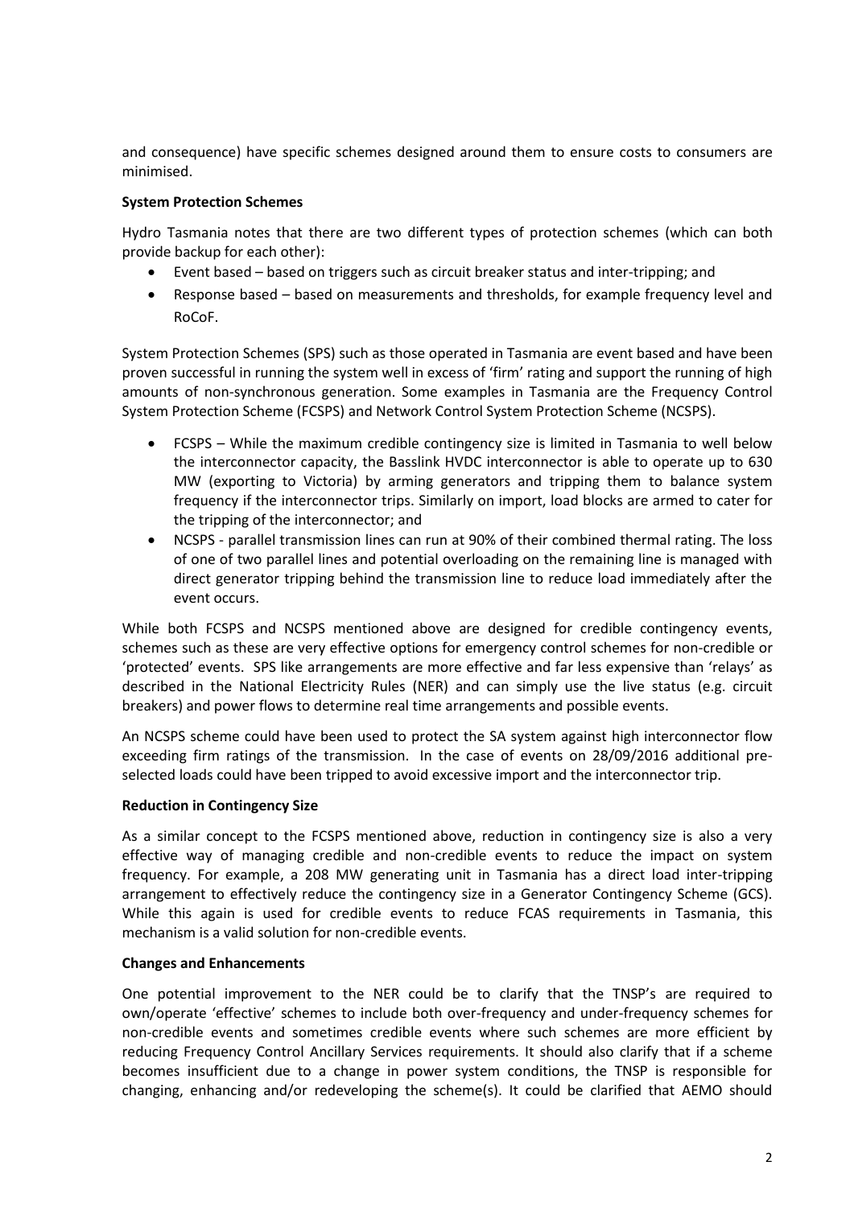and consequence) have specific schemes designed around them to ensure costs to consumers are minimised.

**System Protection Schemes**

Hydro Tasmania notes that there are two different types of protection schemes (which can both provide backup for each other):

- Event based – based on triggers such as circuit breaker status and inter-tripping; and
- Response based – based on measurements and thresholds, for example frequency level and RoCoF.

System Protection Schemes (SPS) such as those operated in Tasmania are event based and have been proven successful in running the system well in excess of 'firm' rating and support the running of high amounts of non-synchronous generation. Some examples in Tasmania are the Frequency Control System Protection Scheme (FCSPS) and Network Control System Protection Scheme (NCSPS).

- FCSPS – While the maximum credible contingency size is limited in Tasmania to well below the interconnector capacity, the Basslink HVDC interconnector is able to operate up to 630 MW (exporting to Victoria) by arming generators and tripping them to balance system frequency if the interconnector trips. Similarly on import, load blocks are armed to cater for the tripping of the interconnector; and
- NCSPS - parallel transmission lines can run at 90% of their combined thermal rating. The loss of one of two parallel lines and potential overloading on the remaining line is managed with direct generator tripping behind the transmission line to reduce load immediately after the event occurs.

While both FCSPS and NCSPS mentioned above are designed for credible contingency events, schemes such as these are very effective options for emergency control schemes for non-credible or 'protected' events. SPS like arrangements are more effective and far less expensive than 'relays' as described in the National Electricity Rules (NER) and can simply use the live status (e.g. circuit breakers) and power flows to determine real time arrangements and possible events.

An NCSPS scheme could have been used to protect the SA system against high interconnector flow exceeding firm ratings of the transmission. In the case of events on 28/09/2016 additional pre-selected loads could have been tripped to avoid excessive import and the interconnector trip.

**Reduction in Contingency Size**

As a similar concept to the FCSPS mentioned above, reduction in contingency size is also a very effective way of managing credible and non-credible events to reduce the impact on system frequency. For example, a 208 MW generating unit in Tasmania has a direct load inter-tripping arrangement to effectively reduce the contingency size in a Generator Contingency Scheme (GCS). While this again is used for credible events to reduce FCAS requirements in Tasmania, this mechanism is a valid solution for non-credible events.

**Changes and Enhancements**

One potential improvement to the NER could be to clarify that the TNSP's are required to own/operate 'effective' schemes to include both over-frequency and under-frequency schemes for non-credible events and sometimes credible events where such schemes are more efficient by reducing Frequency Control Ancillary Services requirements. It should also clarify that if a scheme becomes insufficient due to a change in power system conditions, the TNSP is responsible for changing, enhancing and/or redeveloping the scheme(s). It could be clarified that AEMO should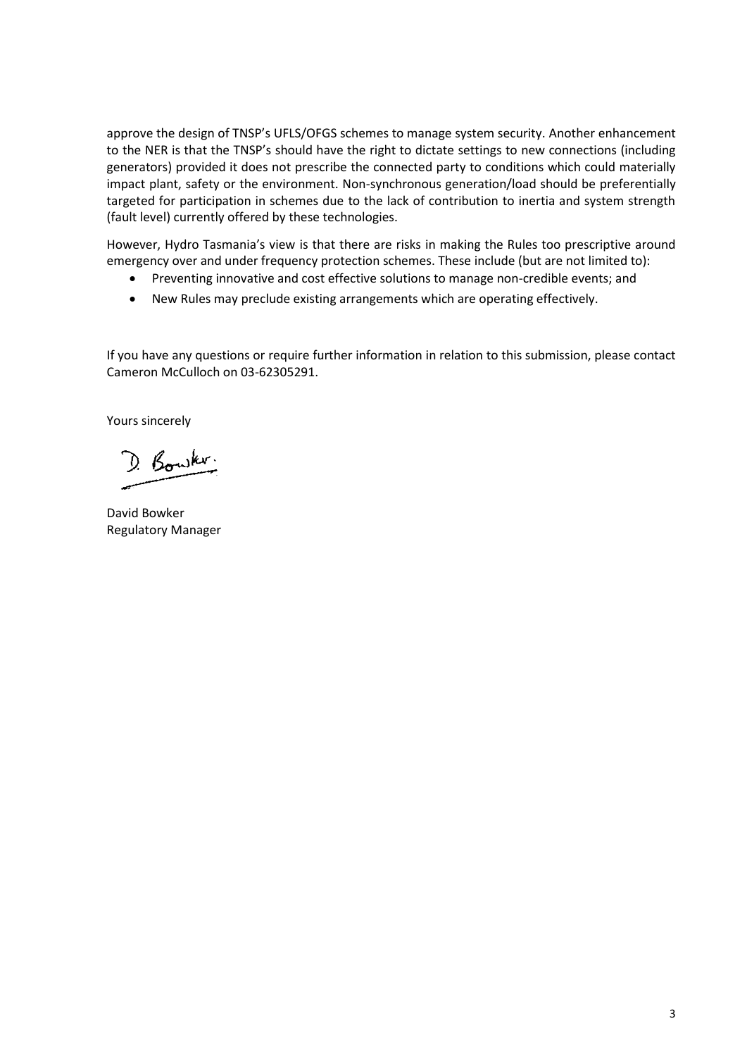approve the design of TNSP's UFLS/OFGS schemes to manage system security. Another enhancement to the NER is that the TNSP's should have the right to dictate settings to new connections (including generators) provided it does not prescribe the connected party to conditions which could materially impact plant, safety or the environment. Non-synchronous generation/load should be preferentially targeted for participation in schemes due to the lack of contribution to inertia and system strength (fault level) currently offered by these technologies.

However, Hydro Tasmania's view is that there are risks in making the Rules too prescriptive around emergency over and under frequency protection schemes. These include (but are not limited to):

- Preventing innovative and cost effective solutions to manage non-credible events; and
- New Rules may preclude existing arrangements which are operating effectively.

If you have any questions or require further information in relation to this submission, please contact Cameron McCulloch on 03-62305291.

Yours sincerely

D. Bowker.

David Bowker
Regulatory Manager